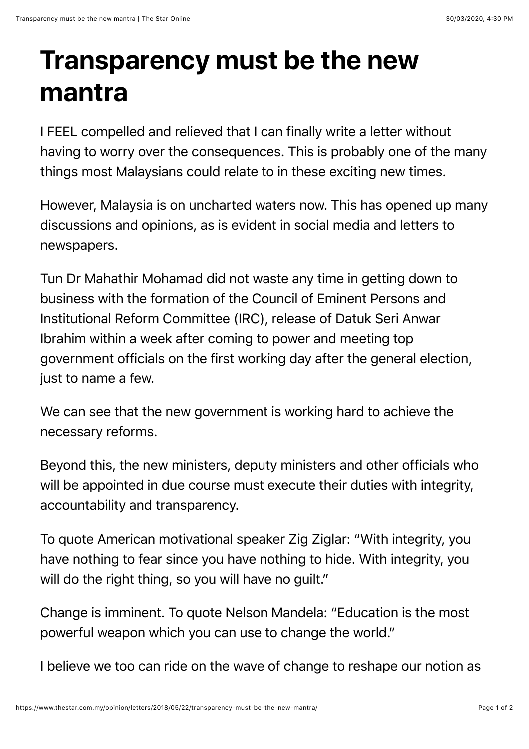# Transparency must be the new mantra

I FEEL compelled and relieved that I can finally write a letter without having to worry over the consequences. This is probably one of the many things most Malaysians could relate to in these exciting new times.

However, Malaysia is on uncharted waters now. This has opened up many discussions and opinions, as is evident in social media and letters to newspapers.

Tun Dr Mahathir Mohamad did not waste any time in getting down to business with the formation of the Council of Eminent Persons and Institutional Reform Committee (IRC), release of Datuk Seri Anwar Ibrahim within a week after coming to power and meeting top government officials on the first working day after the general election, just to name a few.

We can see that the new government is working hard to achieve the necessary reforms.

Beyond this, the new ministers, deputy ministers and other officials who will be appointed in due course must execute their duties with integrity, accountability and transparency.

To quote American motivational speaker Zig Ziglar: "With integrity, you have nothing to fear since you have nothing to hide. With integrity, you will do the right thing, so you will have no guilt."

Change is imminent. To quote Nelson Mandela: "Education is the most powerful weapon which you can use to change the world."

I believe we too can ride on the wave of change to reshape our notion as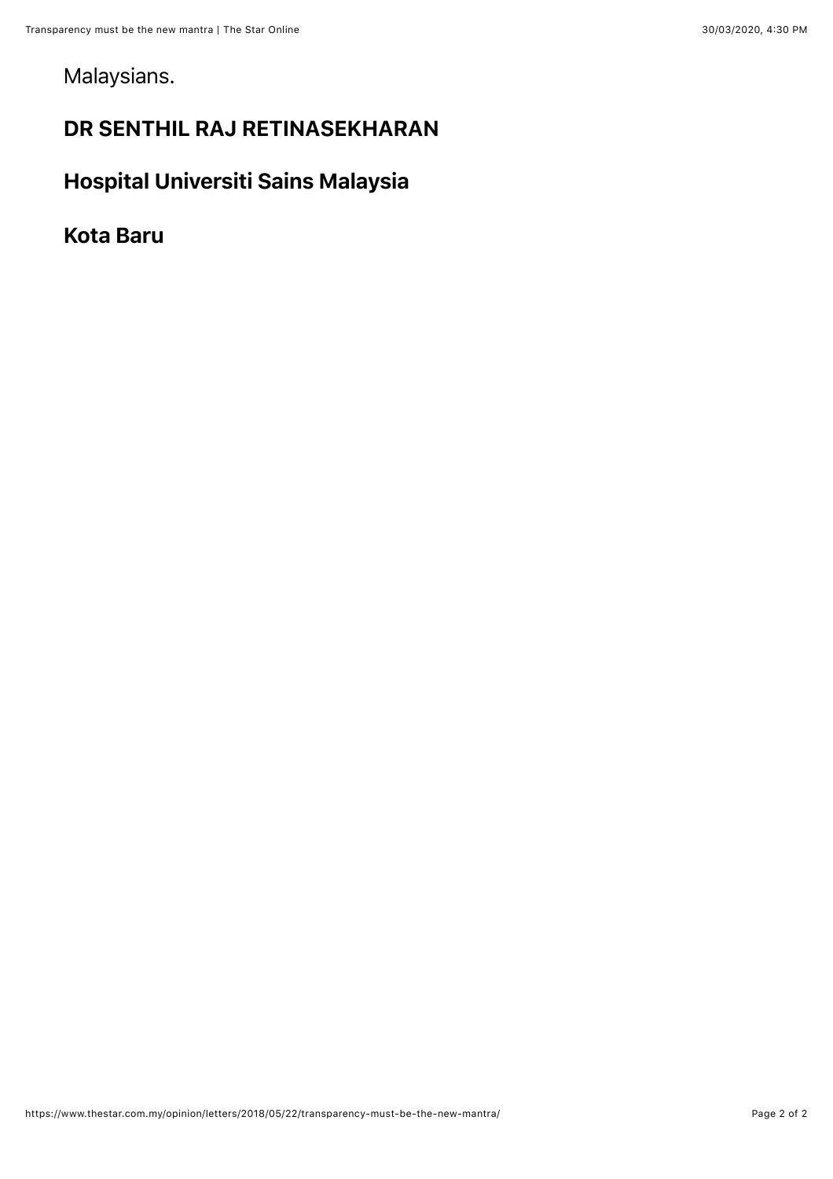Malaysians.

**DR SENTHIL RAJ RETINASEKHARAN**

**Hospital Universiti Sains Malaysia**

**Kota Baru**